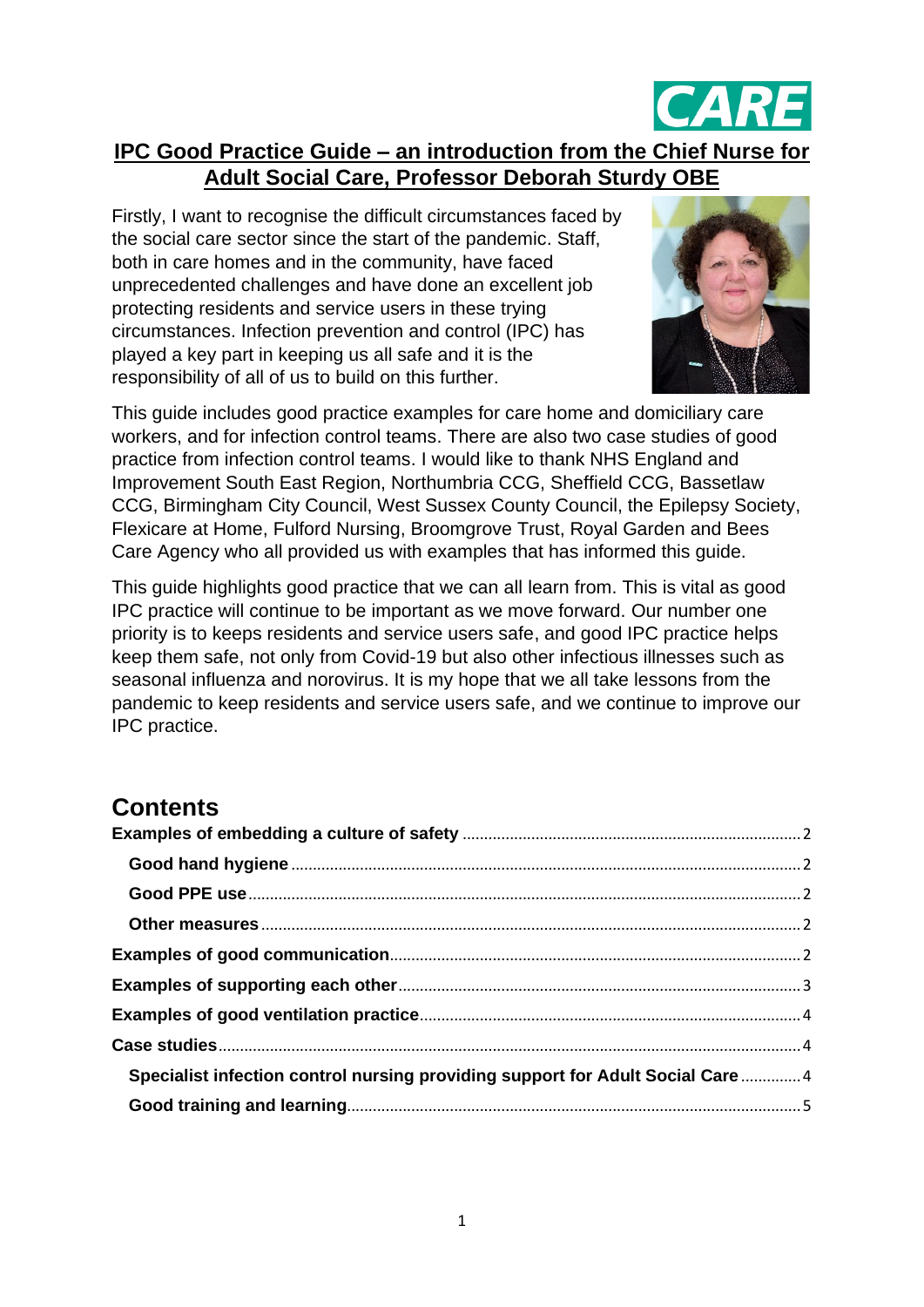# IPC Good Practice Guide – an introduction from the Chief Nurse for Adult Social Care, Professor Deborah Sturdy OBE

Firstly, I want to recognise the difficult circumstances faced by the social care sector since the start of the pandemic. Staff, both in care homes and in the community, have faced unprecedented challenges and have done an excellent job protecting residents and service users in these trying circumstances. Infection prevention and control (IPC) has played a key part in keeping us all safe and it is the responsibility of all of us to build on this further.

This guide includes good practice examples for care home and domiciliary care workers, and for infection control teams. There are also two case studies of good practice from infection control teams. I would like to thank NHS England and Improvement South East Region, Northumbria CCG, Sheffield CCG, Bassetlaw CCG, Birmingham City Council, West Sussex County Council, the Epilepsy Society, Flexicare at Home, Fulford Nursing, Broomgrove Trust, Royal Garden and Bees Care Agency who all provided us with examples that has informed this guide.

This guide highlights good practice that we can all learn from. This is vital as good IPC practice will continue to be important as we move forward. Our number one priority is to keeps residents and service users safe, and good IPC practice helps keep them safe, not only from Covid-19 but also other infectious illnesses such as seasonal influenza and norovirus. It is my hope that we all take lessons from the pandemic to keep residents and service users safe, and we continue to improve our IPC practice.

## Contents

- **Examples of embedding a culture of safety** ... 2
  - **Good hand hygiene** ... 2
  - **Good PPE use** ... 2
  - **Other measures** ... 2
- **Examples of good communication** ... 2
- **Examples of supporting each other** ... 3
- **Examples of good ventilation practice** ... 4
- **Case studies** ... 4
  - **Specialist infection control nursing providing support for Adult Social Care** ... 4
  - **Good training and learning** ... 5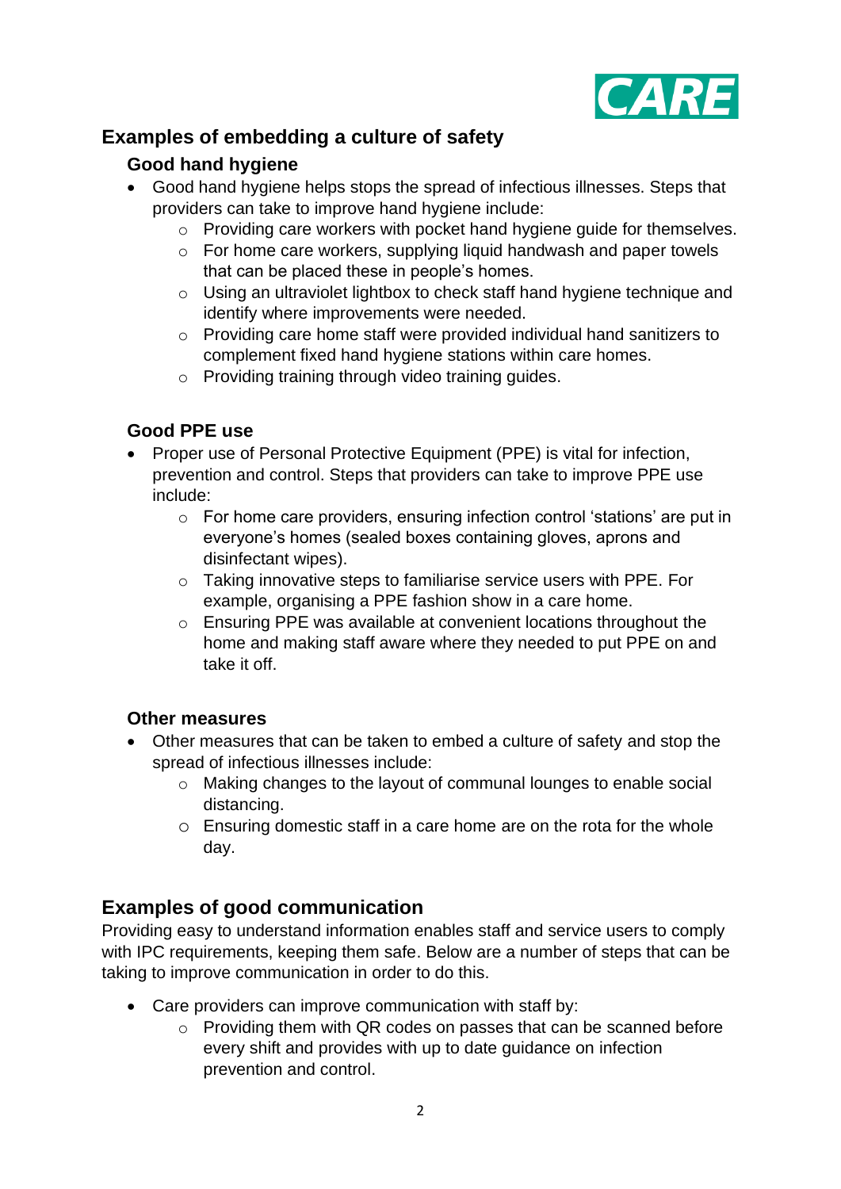## Examples of embedding a culture of safety

### Good hand hygiene

- Good hand hygiene helps stops the spread of infectious illnesses. Steps that providers can take to improve hand hygiene include:
    - Providing care workers with pocket hand hygiene guide for themselves.
    - For home care workers, supplying liquid handwash and paper towels that can be placed these in people's homes.
    - Using an ultraviolet lightbox to check staff hand hygiene technique and identify where improvements were needed.
    - Providing care home staff were provided individual hand sanitizers to complement fixed hand hygiene stations within care homes.
    - Providing training through video training guides.

### Good PPE use

- Proper use of Personal Protective Equipment (PPE) is vital for infection, prevention and control. Steps that providers can take to improve PPE use include:
    - For home care providers, ensuring infection control 'stations' are put in everyone's homes (sealed boxes containing gloves, aprons and disinfectant wipes).
    - Taking innovative steps to familiarise service users with PPE. For example, organising a PPE fashion show in a care home.
    - Ensuring PPE was available at convenient locations throughout the home and making staff aware where they needed to put PPE on and take it off.

### Other measures

- Other measures that can be taken to embed a culture of safety and stop the spread of infectious illnesses include:
    - Making changes to the layout of communal lounges to enable social distancing.
    - Ensuring domestic staff in a care home are on the rota for the whole day.

## Examples of good communication

Providing easy to understand information enables staff and service users to comply with IPC requirements, keeping them safe. Below are a number of steps that can be taking to improve communication in order to do this.

- Care providers can improve communication with staff by:
    - Providing them with QR codes on passes that can be scanned before every shift and provides with up to date guidance on infection prevention and control.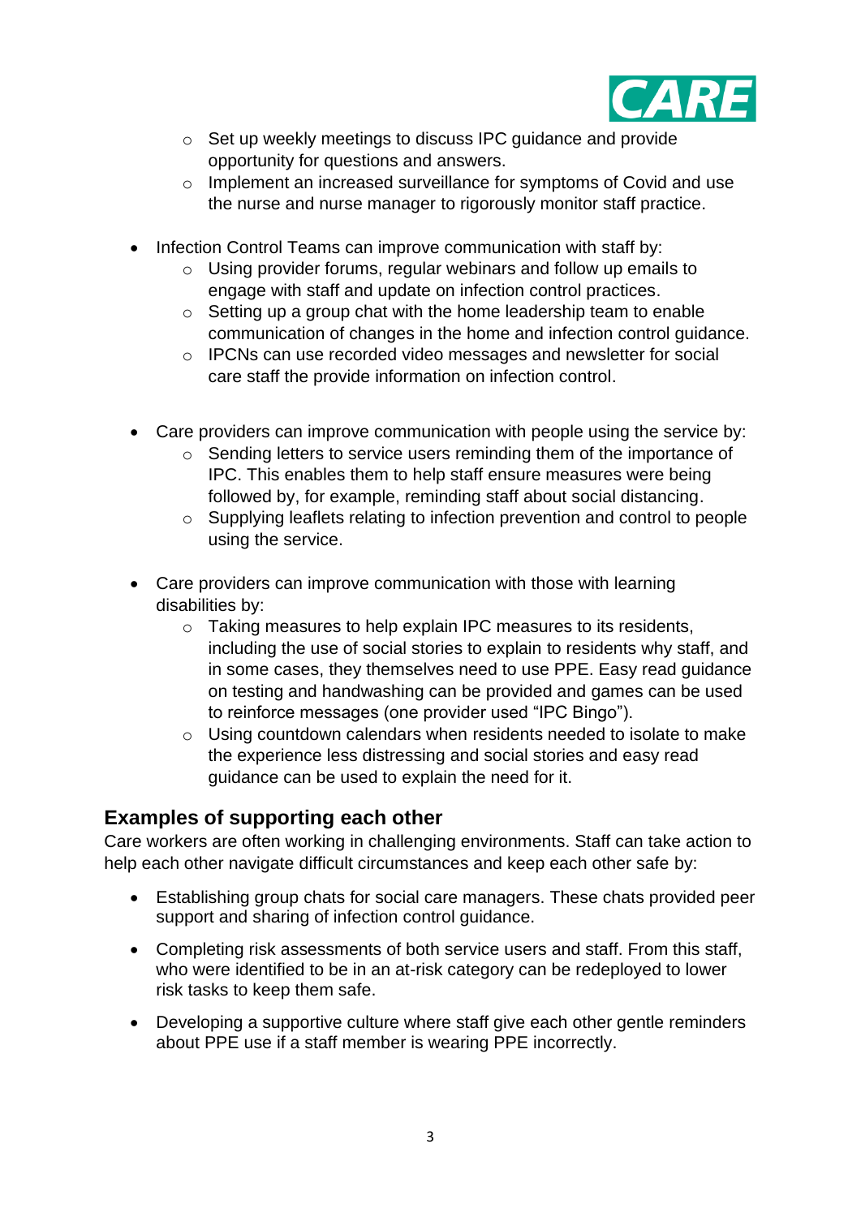- Set up weekly meetings to discuss IPC guidance and provide opportunity for questions and answers.
   - Implement an increased surveillance for symptoms of Covid and use the nurse and nurse manager to rigorously monitor staff practice.

- Infection Control Teams can improve communication with staff by:
   - Using provider forums, regular webinars and follow up emails to engage with staff and update on infection control practices.
   - Setting up a group chat with the home leadership team to enable communication of changes in the home and infection control guidance.
   - IPCNs can use recorded video messages and newsletter for social care staff the provide information on infection control.

- Care providers can improve communication with people using the service by:
   - Sending letters to service users reminding them of the importance of IPC. This enables them to help staff ensure measures were being followed by, for example, reminding staff about social distancing.
   - Supplying leaflets relating to infection prevention and control to people using the service.

- Care providers can improve communication with those with learning disabilities by:
   - Taking measures to help explain IPC measures to its residents, including the use of social stories to explain to residents why staff, and in some cases, they themselves need to use PPE. Easy read guidance on testing and handwashing can be provided and games can be used to reinforce messages (one provider used "IPC Bingo").
   - Using countdown calendars when residents needed to isolate to make the experience less distressing and social stories and easy read guidance can be used to explain the need for it.

## Examples of supporting each other

Care workers are often working in challenging environments. Staff can take action to help each other navigate difficult circumstances and keep each other safe by:

- Establishing group chats for social care managers. These chats provided peer support and sharing of infection control guidance.

- Completing risk assessments of both service users and staff. From this staff, who were identified to be in an at-risk category can be redeployed to lower risk tasks to keep them safe.

- Developing a supportive culture where staff give each other gentle reminders about PPE use if a staff member is wearing PPE incorrectly.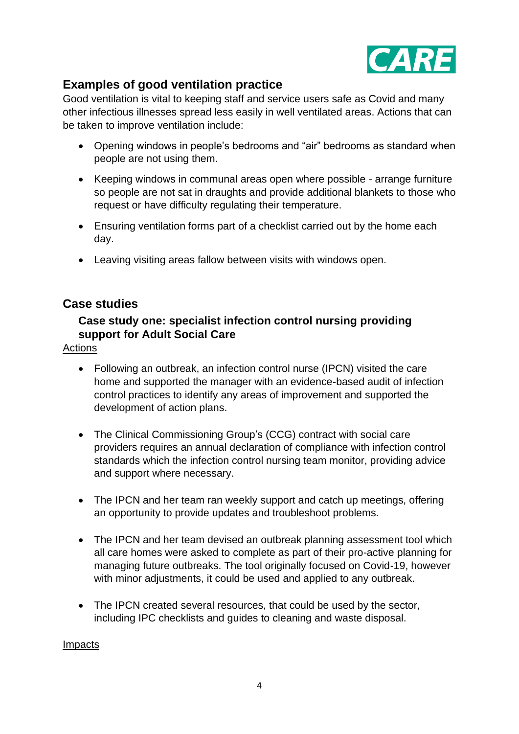## Examples of good ventilation practice

Good ventilation is vital to keeping staff and service users safe as Covid and many other infectious illnesses spread less easily in well ventilated areas. Actions that can be taken to improve ventilation include:

- Opening windows in people's bedrooms and "air" bedrooms as standard when people are not using them.
- Keeping windows in communal areas open where possible - arrange furniture so people are not sat in draughts and provide additional blankets to those who request or have difficulty regulating their temperature.
- Ensuring ventilation forms part of a checklist carried out by the home each day.
- Leaving visiting areas fallow between visits with windows open.

## Case studies

### Case study one: specialist infection control nursing providing support for Adult Social Care

Actions

- Following an outbreak, an infection control nurse (IPCN) visited the care home and supported the manager with an evidence-based audit of infection control practices to identify any areas of improvement and supported the development of action plans.
- The Clinical Commissioning Group's (CCG) contract with social care providers requires an annual declaration of compliance with infection control standards which the infection control nursing team monitor, providing advice and support where necessary.
- The IPCN and her team ran weekly support and catch up meetings, offering an opportunity to provide updates and troubleshoot problems.
- The IPCN and her team devised an outbreak planning assessment tool which all care homes were asked to complete as part of their pro-active planning for managing future outbreaks. The tool originally focused on Covid-19, however with minor adjustments, it could be used and applied to any outbreak.
- The IPCN created several resources, that could be used by the sector, including IPC checklists and guides to cleaning and waste disposal.

Impacts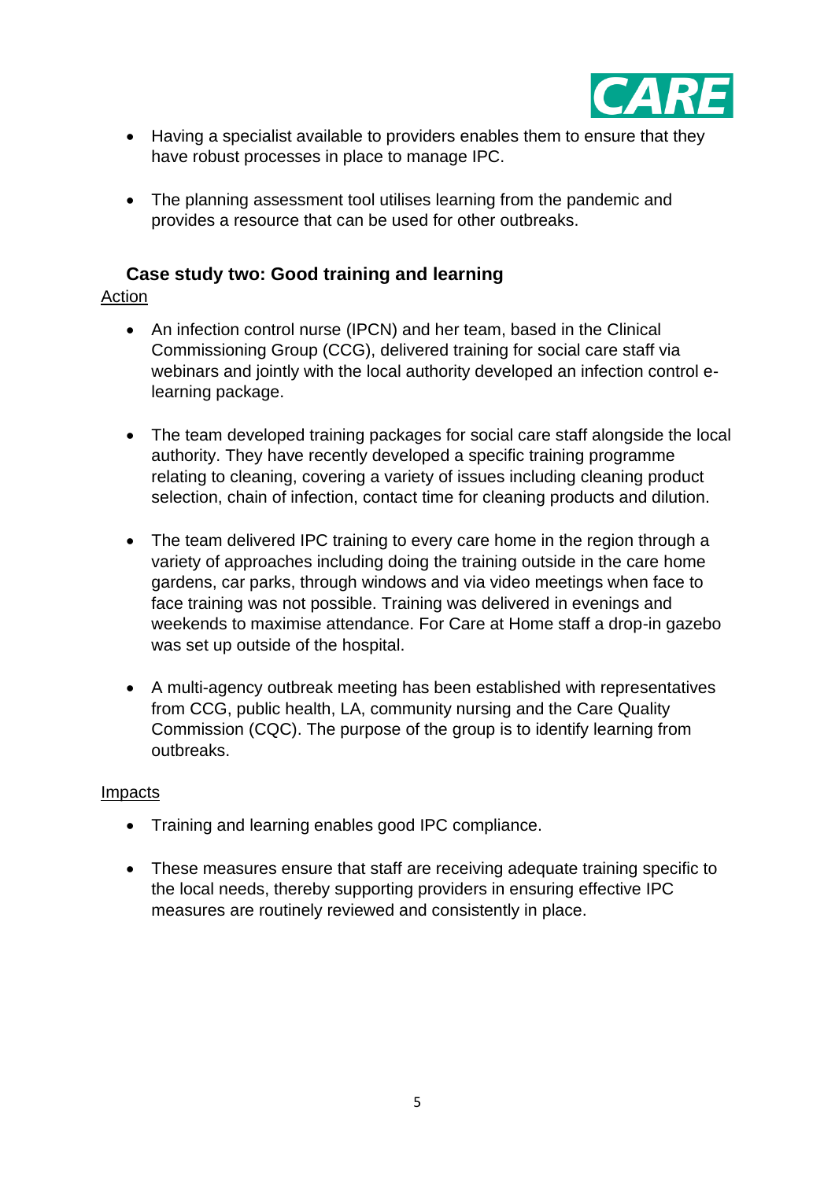- Having a specialist available to providers enables them to ensure that they have robust processes in place to manage IPC.

- The planning assessment tool utilises learning from the pandemic and provides a resource that can be used for other outbreaks.

### Case study two: Good training and learning

Action

- An infection control nurse (IPCN) and her team, based in the Clinical Commissioning Group (CCG), delivered training for social care staff via webinars and jointly with the local authority developed an infection control e-learning package.

- The team developed training packages for social care staff alongside the local authority. They have recently developed a specific training programme relating to cleaning, covering a variety of issues including cleaning product selection, chain of infection, contact time for cleaning products and dilution.

- The team delivered IPC training to every care home in the region through a variety of approaches including doing the training outside in the care home gardens, car parks, through windows and via video meetings when face to face training was not possible. Training was delivered in evenings and weekends to maximise attendance. For Care at Home staff a drop-in gazebo was set up outside of the hospital.

- A multi-agency outbreak meeting has been established with representatives from CCG, public health, LA, community nursing and the Care Quality Commission (CQC). The purpose of the group is to identify learning from outbreaks.

Impacts

- Training and learning enables good IPC compliance.

- These measures ensure that staff are receiving adequate training specific to the local needs, thereby supporting providers in ensuring effective IPC measures are routinely reviewed and consistently in place.